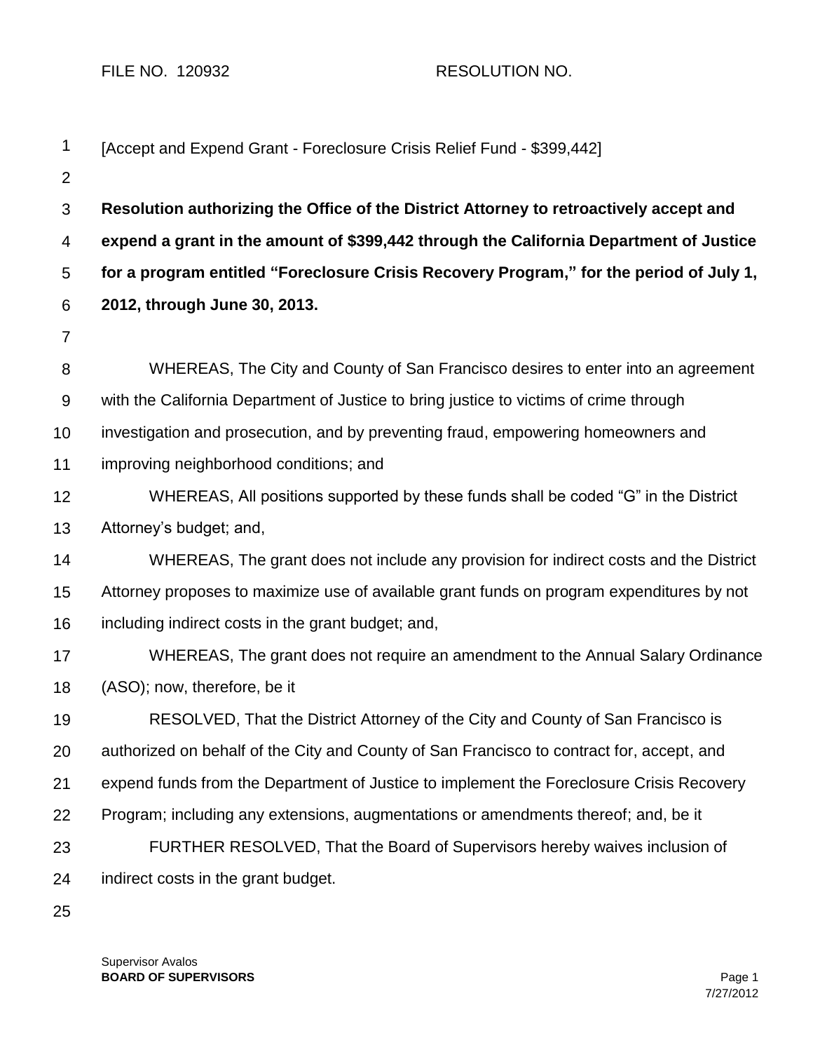FILE NO. 120932 RESOLUTION NO.

[Accept and Expend Grant - Foreclosure Crisis Relief Fund - $399,442]

**Resolution authorizing the Office of the District Attorney to retroactively accept and expend a grant in the amount of $399,442 through the California Department of Justice for a program entitled "Foreclosure Crisis Recovery Program," for the period of July 1, 2012, through June 30, 2013.**

WHEREAS, The City and County of San Francisco desires to enter into an agreement with the California Department of Justice to bring justice to victims of crime through investigation and prosecution, and by preventing fraud, empowering homeowners and improving neighborhood conditions; and

WHEREAS, All positions supported by these funds shall be coded "G" in the District Attorney's budget; and,

WHEREAS, The grant does not include any provision for indirect costs and the District Attorney proposes to maximize use of available grant funds on program expenditures by not including indirect costs in the grant budget; and,

WHEREAS, The grant does not require an amendment to the Annual Salary Ordinance (ASO); now, therefore, be it

RESOLVED, That the District Attorney of the City and County of San Francisco is authorized on behalf of the City and County of San Francisco to contract for, accept, and expend funds from the Department of Justice to implement the Foreclosure Crisis Recovery Program; including any extensions, augmentations or amendments thereof; and, be it

FURTHER RESOLVED, That the Board of Supervisors hereby waives inclusion of indirect costs in the grant budget.

Supervisor Avalos
**BOARD OF SUPERVISORS**

7/27/2012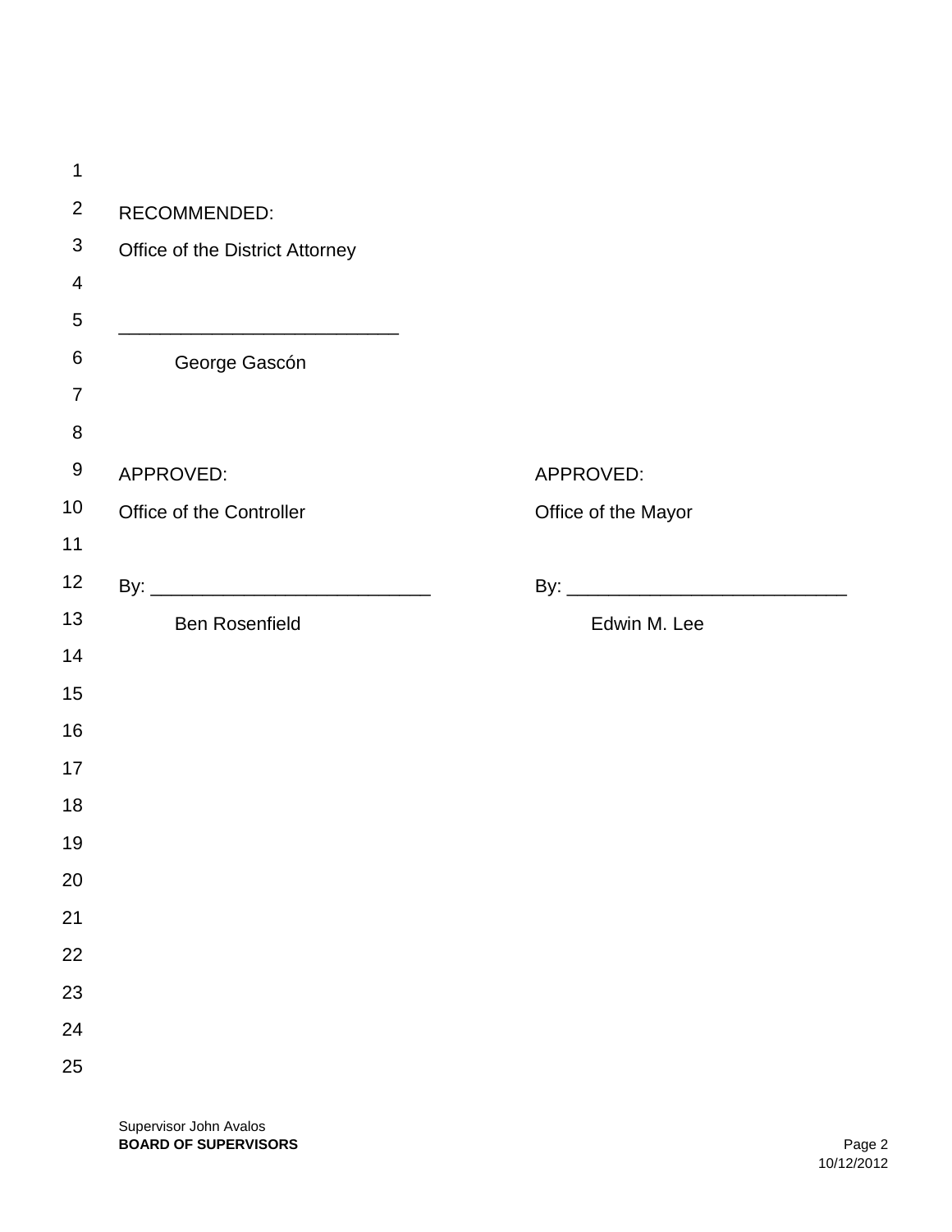RECOMMENDED:

Office of the District Attorney

\_\_\_\_\_\_\_\_\_\_\_\_\_\_\_\_\_\_\_\_\_\_\_\_\_\_

George Gascón

APPROVED:

Office of the Controller

By: \_\_\_\_\_\_\_\_\_\_\_\_\_\_\_\_\_\_\_\_\_\_\_\_\_\_

Ben Rosenfield

APPROVED:

Office of the Mayor

By: \_\_\_\_\_\_\_\_\_\_\_\_\_\_\_\_\_\_\_\_\_\_\_\_\_\_

Edwin M. Lee